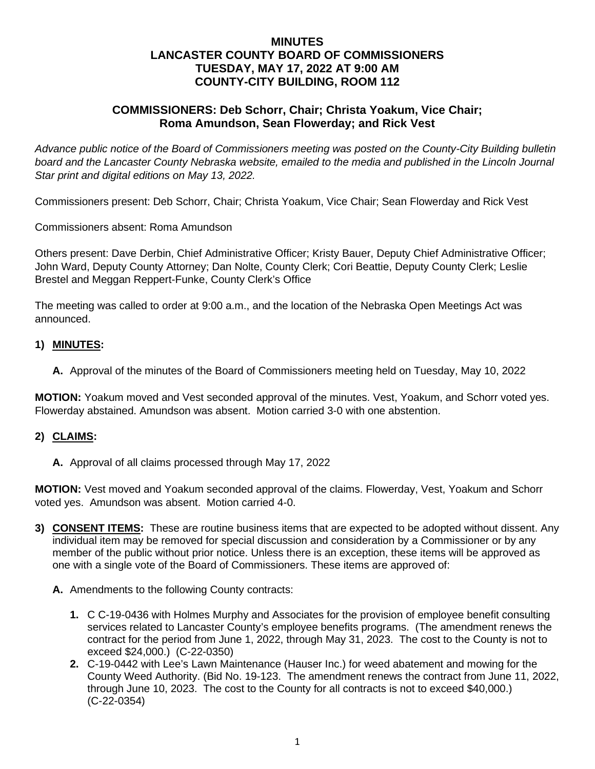# MINUTES
# LANCASTER COUNTY BOARD OF COMMISSIONERS
# TUESDAY, MAY 17, 2022 AT 9:00 AM
# COUNTY-CITY BUILDING, ROOM 112

## COMMISSIONERS: Deb Schorr, Chair; Christa Yoakum, Vice Chair; Roma Amundson, Sean Flowerday; and Rick Vest

*Advance public notice of the Board of Commissioners meeting was posted on the County-City Building bulletin board and the Lancaster County Nebraska website, emailed to the media and published in the Lincoln Journal Star print and digital editions on May 13, 2022.*

Commissioners present: Deb Schorr, Chair; Christa Yoakum, Vice Chair; Sean Flowerday and Rick Vest

Commissioners absent: Roma Amundson

Others present: Dave Derbin, Chief Administrative Officer; Kristy Bauer, Deputy Chief Administrative Officer; John Ward, Deputy County Attorney; Dan Nolte, County Clerk; Cori Beattie, Deputy County Clerk; Leslie Brestel and Meggan Reppert-Funke, County Clerk's Office

The meeting was called to order at 9:00 a.m., and the location of the Nebraska Open Meetings Act was announced.

### 1) MINUTES:

**A.** Approval of the minutes of the Board of Commissioners meeting held on Tuesday, May 10, 2022

**MOTION:** Yoakum moved and Vest seconded approval of the minutes. Vest, Yoakum, and Schorr voted yes. Flowerday abstained. Amundson was absent. Motion carried 3-0 with one abstention.

### 2) CLAIMS:

**A.** Approval of all claims processed through May 17, 2022

**MOTION:** Vest moved and Yoakum seconded approval of the claims. Flowerday, Vest, Yoakum and Schorr voted yes. Amundson was absent. Motion carried 4-0.

### 3) CONSENT ITEMS:

These are routine business items that are expected to be adopted without dissent. Any individual item may be removed for special discussion and consideration by a Commissioner or by any member of the public without prior notice. Unless there is an exception, these items will be approved as one with a single vote of the Board of Commissioners. These items are approved of:

**A.** Amendments to the following County contracts:

1. C C-19-0436 with Holmes Murphy and Associates for the provision of employee benefit consulting services related to Lancaster County's employee benefits programs. (The amendment renews the contract for the period from June 1, 2022, through May 31, 2023. The cost to the County is not to exceed $24,000.) (C-22-0350)
2. C-19-0442 with Lee's Lawn Maintenance (Hauser Inc.) for weed abatement and mowing for the County Weed Authority. (Bid No. 19-123. The amendment renews the contract from June 11, 2022, through June 10, 2023. The cost to the County for all contracts is not to exceed $40,000.) (C-22-0354)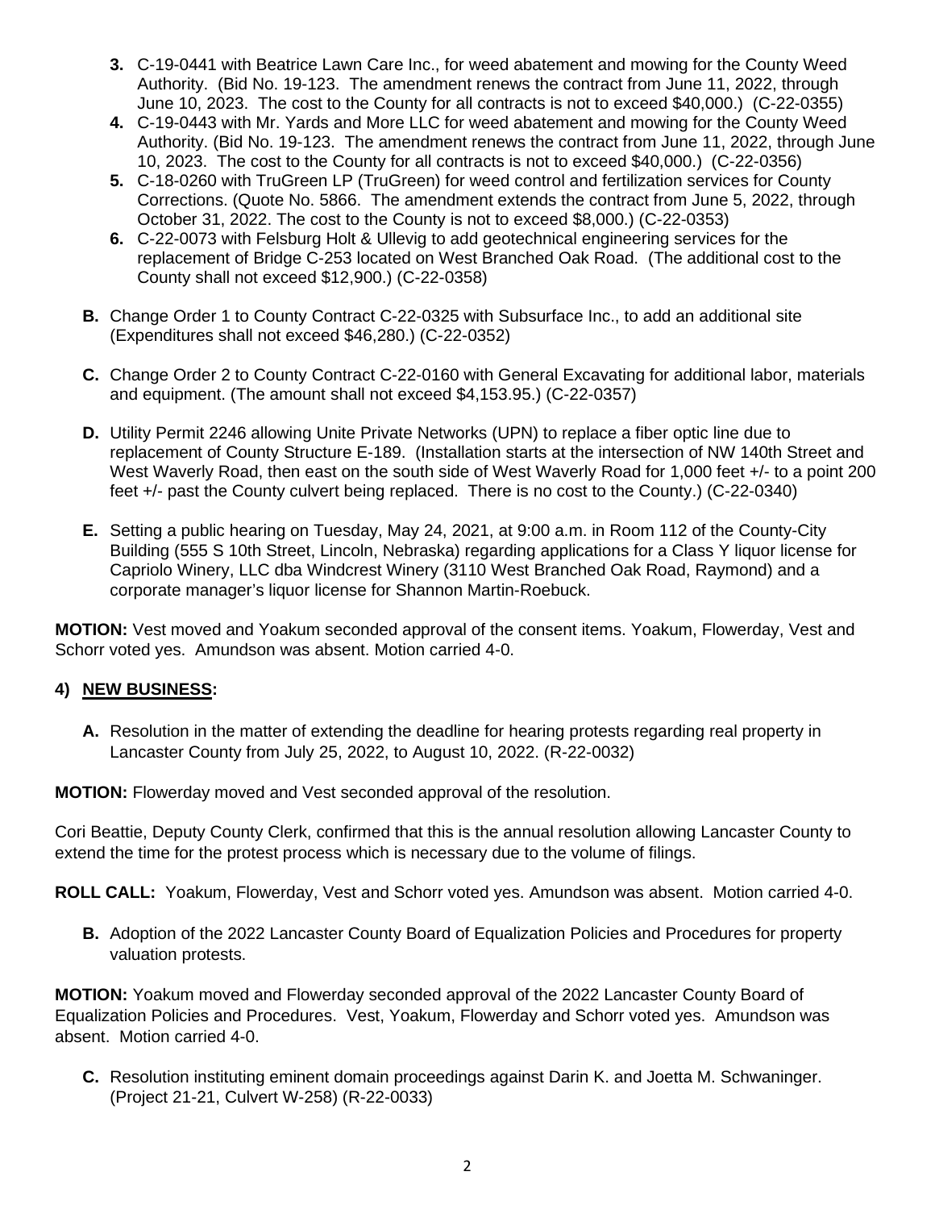3. C-19-0441 with Beatrice Lawn Care Inc., for weed abatement and mowing for the County Weed Authority. (Bid No. 19-123. The amendment renews the contract from June 11, 2022, through June 10, 2023. The cost to the County for all contracts is not to exceed $40,000.) (C-22-0355)
4. C-19-0443 with Mr. Yards and More LLC for weed abatement and mowing for the County Weed Authority. (Bid No. 19-123. The amendment renews the contract from June 11, 2022, through June 10, 2023. The cost to the County for all contracts is not to exceed $40,000.) (C-22-0356)
5. C-18-0260 with TruGreen LP (TruGreen) for weed control and fertilization services for County Corrections. (Quote No. 5866. The amendment extends the contract from June 5, 2022, through October 31, 2022. The cost to the County is not to exceed $8,000.) (C-22-0353)
6. C-22-0073 with Felsburg Holt & Ullevig to add geotechnical engineering services for the replacement of Bridge C-253 located on West Branched Oak Road. (The additional cost to the County shall not exceed $12,900.) (C-22-0358)

**B.** Change Order 1 to County Contract C-22-0325 with Subsurface Inc., to add an additional site (Expenditures shall not exceed $46,280.) (C-22-0352)

**C.** Change Order 2 to County Contract C-22-0160 with General Excavating for additional labor, materials and equipment. (The amount shall not exceed $4,153.95.) (C-22-0357)

**D.** Utility Permit 2246 allowing Unite Private Networks (UPN) to replace a fiber optic line due to replacement of County Structure E-189. (Installation starts at the intersection of NW 140th Street and West Waverly Road, then east on the south side of West Waverly Road for 1,000 feet +/- to a point 200 feet +/- past the County culvert being replaced. There is no cost to the County.) (C-22-0340)

**E.** Setting a public hearing on Tuesday, May 24, 2021, at 9:00 a.m. in Room 112 of the County-City Building (555 S 10th Street, Lincoln, Nebraska) regarding applications for a Class Y liquor license for Capriolo Winery, LLC dba Windcrest Winery (3110 West Branched Oak Road, Raymond) and a corporate manager's liquor license for Shannon Martin-Roebuck.

**MOTION:** Vest moved and Yoakum seconded approval of the consent items. Yoakum, Flowerday, Vest and Schorr voted yes. Amundson was absent. Motion carried 4-0.

## 4) NEW BUSINESS:

**A.** Resolution in the matter of extending the deadline for hearing protests regarding real property in Lancaster County from July 25, 2022, to August 10, 2022. (R-22-0032)

**MOTION:** Flowerday moved and Vest seconded approval of the resolution.

Cori Beattie, Deputy County Clerk, confirmed that this is the annual resolution allowing Lancaster County to extend the time for the protest process which is necessary due to the volume of filings.

**ROLL CALL:** Yoakum, Flowerday, Vest and Schorr voted yes. Amundson was absent. Motion carried 4-0.

**B.** Adoption of the 2022 Lancaster County Board of Equalization Policies and Procedures for property valuation protests.

**MOTION:** Yoakum moved and Flowerday seconded approval of the 2022 Lancaster County Board of Equalization Policies and Procedures. Vest, Yoakum, Flowerday and Schorr voted yes. Amundson was absent. Motion carried 4-0.

**C.** Resolution instituting eminent domain proceedings against Darin K. and Joetta M. Schwaninger. (Project 21-21, Culvert W-258) (R-22-0033)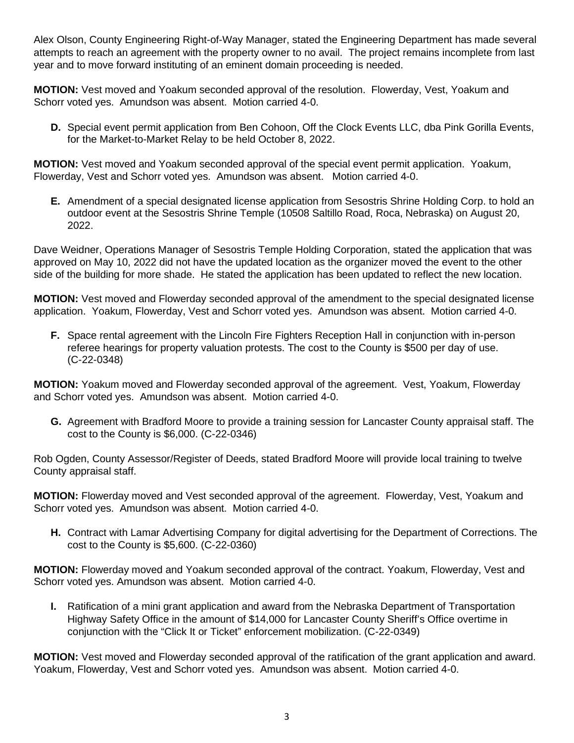Alex Olson, County Engineering Right-of-Way Manager, stated the Engineering Department has made several attempts to reach an agreement with the property owner to no avail. The project remains incomplete from last year and to move forward instituting of an eminent domain proceeding is needed.

**MOTION:** Vest moved and Yoakum seconded approval of the resolution. Flowerday, Vest, Yoakum and Schorr voted yes. Amundson was absent. Motion carried 4-0.

**D.** Special event permit application from Ben Cohoon, Off the Clock Events LLC, dba Pink Gorilla Events, for the Market-to-Market Relay to be held October 8, 2022.

**MOTION:** Vest moved and Yoakum seconded approval of the special event permit application. Yoakum, Flowerday, Vest and Schorr voted yes. Amundson was absent. Motion carried 4-0.

**E.** Amendment of a special designated license application from Sesostris Shrine Holding Corp. to hold an outdoor event at the Sesostris Shrine Temple (10508 Saltillo Road, Roca, Nebraska) on August 20, 2022.

Dave Weidner, Operations Manager of Sesostris Temple Holding Corporation, stated the application that was approved on May 10, 2022 did not have the updated location as the organizer moved the event to the other side of the building for more shade. He stated the application has been updated to reflect the new location.

**MOTION:** Vest moved and Flowerday seconded approval of the amendment to the special designated license application. Yoakum, Flowerday, Vest and Schorr voted yes. Amundson was absent. Motion carried 4-0.

**F.** Space rental agreement with the Lincoln Fire Fighters Reception Hall in conjunction with in-person referee hearings for property valuation protests. The cost to the County is $500 per day of use. (C-22-0348)

**MOTION:** Yoakum moved and Flowerday seconded approval of the agreement. Vest, Yoakum, Flowerday and Schorr voted yes. Amundson was absent. Motion carried 4-0.

**G.** Agreement with Bradford Moore to provide a training session for Lancaster County appraisal staff. The cost to the County is $6,000. (C-22-0346)

Rob Ogden, County Assessor/Register of Deeds, stated Bradford Moore will provide local training to twelve County appraisal staff.

**MOTION:** Flowerday moved and Vest seconded approval of the agreement. Flowerday, Vest, Yoakum and Schorr voted yes. Amundson was absent. Motion carried 4-0.

**H.** Contract with Lamar Advertising Company for digital advertising for the Department of Corrections. The cost to the County is $5,600. (C-22-0360)

**MOTION:** Flowerday moved and Yoakum seconded approval of the contract. Yoakum, Flowerday, Vest and Schorr voted yes. Amundson was absent. Motion carried 4-0.

**I.** Ratification of a mini grant application and award from the Nebraska Department of Transportation Highway Safety Office in the amount of $14,000 for Lancaster County Sheriff's Office overtime in conjunction with the "Click It or Ticket" enforcement mobilization. (C-22-0349)

**MOTION:** Vest moved and Flowerday seconded approval of the ratification of the grant application and award. Yoakum, Flowerday, Vest and Schorr voted yes. Amundson was absent. Motion carried 4-0.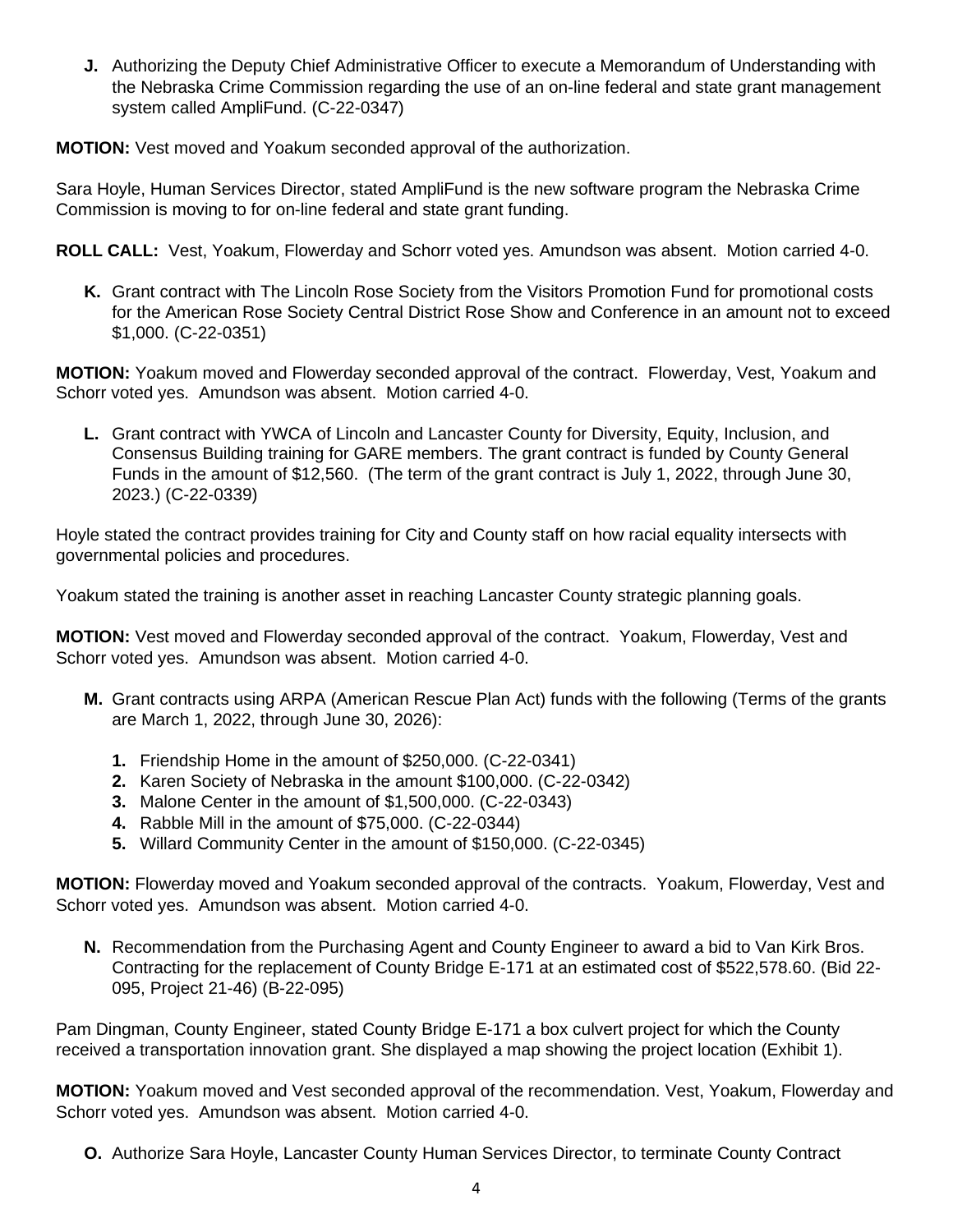**J.** Authorizing the Deputy Chief Administrative Officer to execute a Memorandum of Understanding with the Nebraska Crime Commission regarding the use of an on-line federal and state grant management system called AmpliFund. (C-22-0347)

**MOTION:** Vest moved and Yoakum seconded approval of the authorization.

Sara Hoyle, Human Services Director, stated AmpliFund is the new software program the Nebraska Crime Commission is moving to for on-line federal and state grant funding.

**ROLL CALL:** Vest, Yoakum, Flowerday and Schorr voted yes. Amundson was absent. Motion carried 4-0.

**K.** Grant contract with The Lincoln Rose Society from the Visitors Promotion Fund for promotional costs for the American Rose Society Central District Rose Show and Conference in an amount not to exceed $1,000. (C-22-0351)

**MOTION:** Yoakum moved and Flowerday seconded approval of the contract. Flowerday, Vest, Yoakum and Schorr voted yes. Amundson was absent. Motion carried 4-0.

**L.** Grant contract with YWCA of Lincoln and Lancaster County for Diversity, Equity, Inclusion, and Consensus Building training for GARE members. The grant contract is funded by County General Funds in the amount of $12,560. (The term of the grant contract is July 1, 2022, through June 30, 2023.) (C-22-0339)

Hoyle stated the contract provides training for City and County staff on how racial equality intersects with governmental policies and procedures.

Yoakum stated the training is another asset in reaching Lancaster County strategic planning goals.

**MOTION:** Vest moved and Flowerday seconded approval of the contract. Yoakum, Flowerday, Vest and Schorr voted yes. Amundson was absent. Motion carried 4-0.

**M.** Grant contracts using ARPA (American Rescue Plan Act) funds with the following (Terms of the grants are March 1, 2022, through June 30, 2026):

1. Friendship Home in the amount of $250,000. (C-22-0341)
2. Karen Society of Nebraska in the amount $100,000. (C-22-0342)
3. Malone Center in the amount of $1,500,000. (C-22-0343)
4. Rabble Mill in the amount of $75,000. (C-22-0344)
5. Willard Community Center in the amount of $150,000. (C-22-0345)

**MOTION:** Flowerday moved and Yoakum seconded approval of the contracts. Yoakum, Flowerday, Vest and Schorr voted yes. Amundson was absent. Motion carried 4-0.

**N.** Recommendation from the Purchasing Agent and County Engineer to award a bid to Van Kirk Bros. Contracting for the replacement of County Bridge E-171 at an estimated cost of $522,578.60. (Bid 22-095, Project 21-46) (B-22-095)

Pam Dingman, County Engineer, stated County Bridge E-171 a box culvert project for which the County received a transportation innovation grant. She displayed a map showing the project location (Exhibit 1).

**MOTION:** Yoakum moved and Vest seconded approval of the recommendation. Vest, Yoakum, Flowerday and Schorr voted yes. Amundson was absent. Motion carried 4-0.

**O.** Authorize Sara Hoyle, Lancaster County Human Services Director, to terminate County Contract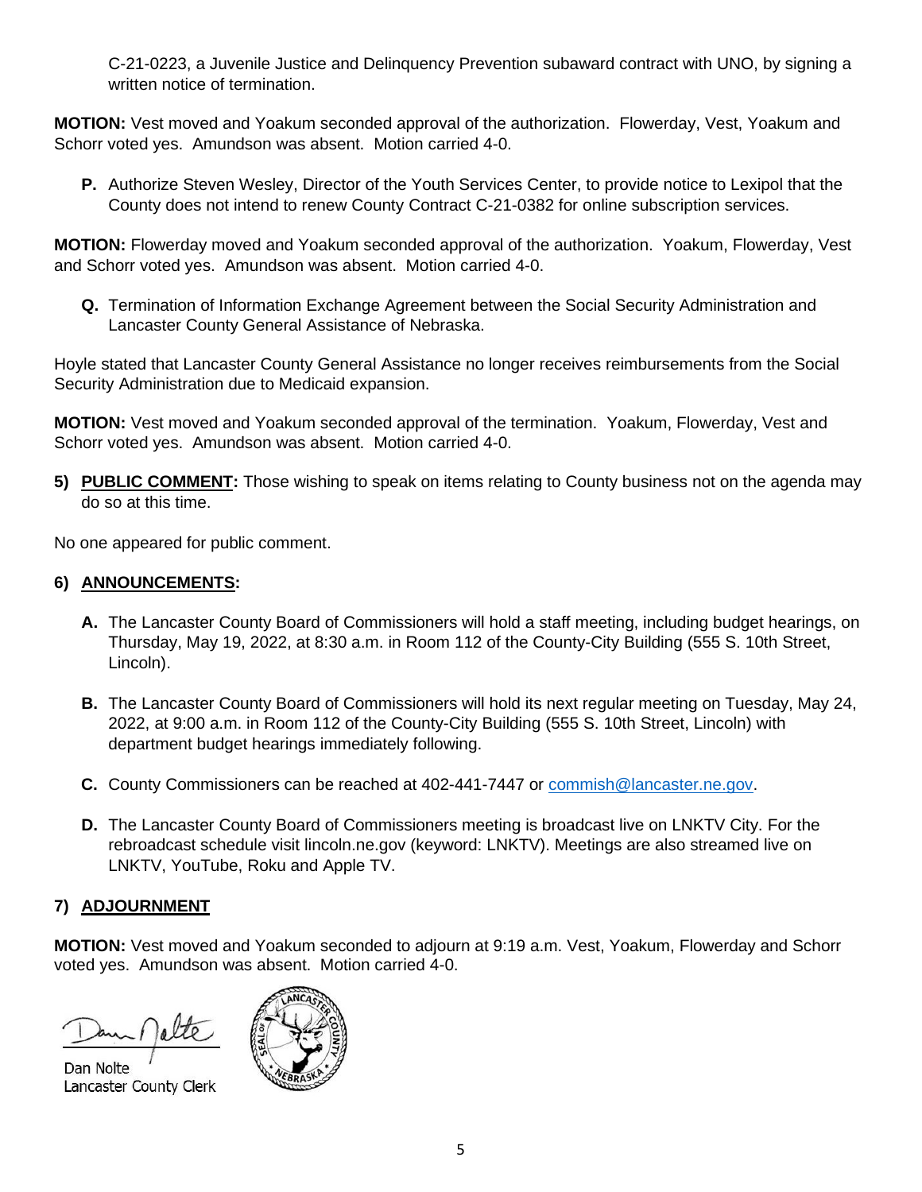C-21-0223, a Juvenile Justice and Delinquency Prevention subaward contract with UNO, by signing a written notice of termination.

**MOTION:** Vest moved and Yoakum seconded approval of the authorization. Flowerday, Vest, Yoakum and Schorr voted yes. Amundson was absent. Motion carried 4-0.

**P.** Authorize Steven Wesley, Director of the Youth Services Center, to provide notice to Lexipol that the County does not intend to renew County Contract C-21-0382 for online subscription services.

**MOTION:** Flowerday moved and Yoakum seconded approval of the authorization. Yoakum, Flowerday, Vest and Schorr voted yes. Amundson was absent. Motion carried 4-0.

**Q.** Termination of Information Exchange Agreement between the Social Security Administration and Lancaster County General Assistance of Nebraska.

Hoyle stated that Lancaster County General Assistance no longer receives reimbursements from the Social Security Administration due to Medicaid expansion.

**MOTION:** Vest moved and Yoakum seconded approval of the termination. Yoakum, Flowerday, Vest and Schorr voted yes. Amundson was absent. Motion carried 4-0.

**5) PUBLIC COMMENT:** Those wishing to speak on items relating to County business not on the agenda may do so at this time.

No one appeared for public comment.

**6) ANNOUNCEMENTS:**

**A.** The Lancaster County Board of Commissioners will hold a staff meeting, including budget hearings, on Thursday, May 19, 2022, at 8:30 a.m. in Room 112 of the County-City Building (555 S. 10th Street, Lincoln).

**B.** The Lancaster County Board of Commissioners will hold its next regular meeting on Tuesday, May 24, 2022, at 9:00 a.m. in Room 112 of the County-City Building (555 S. 10th Street, Lincoln) with department budget hearings immediately following.

**C.** County Commissioners can be reached at 402-441-7447 or commish@lancaster.ne.gov.

**D.** The Lancaster County Board of Commissioners meeting is broadcast live on LNKTV City. For the rebroadcast schedule visit lincoln.ne.gov (keyword: LNKTV). Meetings are also streamed live on LNKTV, YouTube, Roku and Apple TV.

**7) ADJOURNMENT**

**MOTION:** Vest moved and Yoakum seconded to adjourn at 9:19 a.m. Vest, Yoakum, Flowerday and Schorr voted yes. Amundson was absent. Motion carried 4-0.

Dan Nolte
Lancaster County Clerk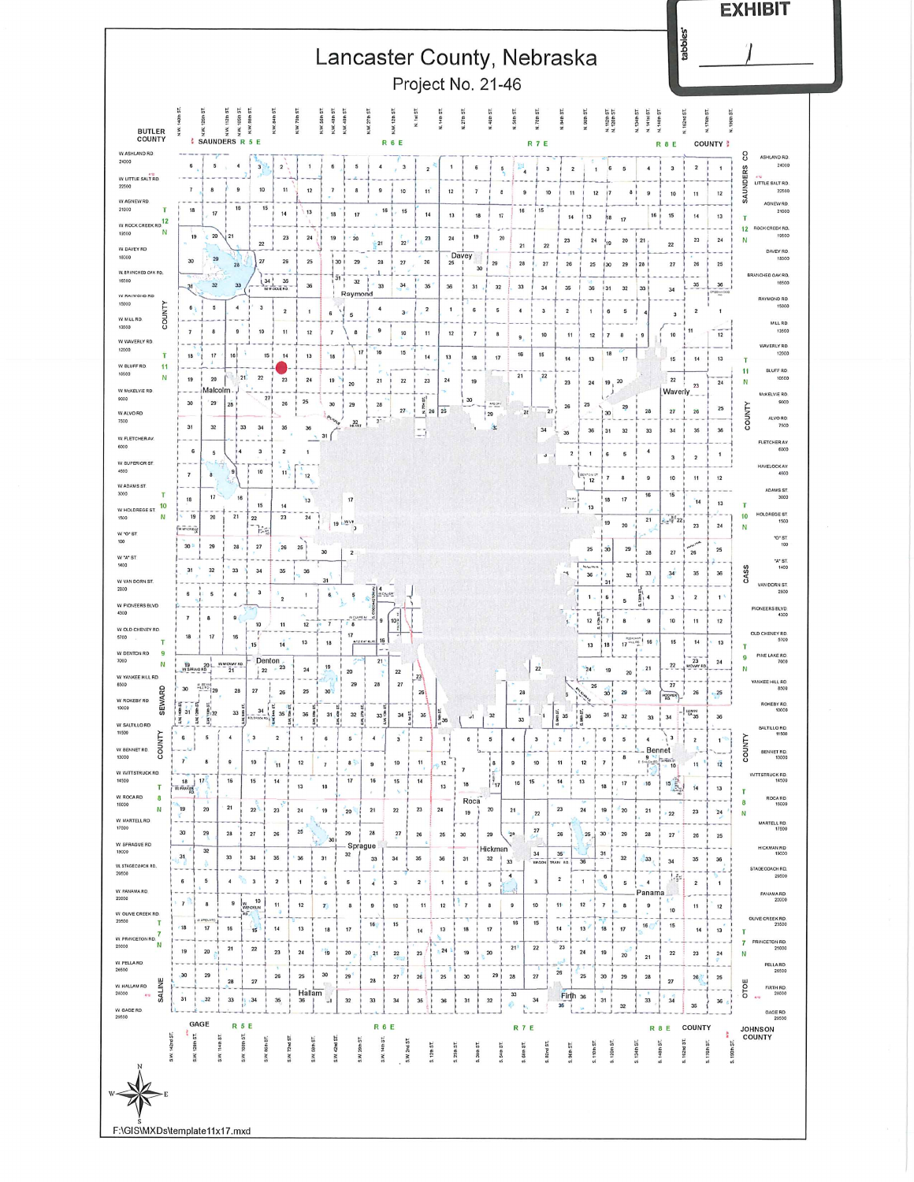EXHIBIT

1

# Lancaster County, Nebraska

Project No. 21-46

BUTLER COUNTY

SAUNDERS R 5 E

R 6 E

R 7 E

R 8 E

COUNTY

SAUNDERS CO

SEWARD COUNTY

SALINE

GAGE

JOHNSON COUNTY

OTOE

CASS

W ASHLAND RD 24000

W LITTLE SALT RD 22500

W AGNEW RD 21000

W ROCK CREEK RD 19500

W DAVEY RD 18000

W BRANCHED OAK RD 16500

W RAYMOND RD 15000

W MILL RD 13500

W WAVERLY RD 12000

W BLUFF RD 10500

W McKELVIE RD 9000

W ALVO RD 7500

W FLETCHER AV 6000

W SUPERIOR ST 4500

W ADAMS ST 3000

W HOLDREGE ST 1500

W "O" ST 100

W "A" ST 1400

W VAN DORN ST 2800

W PIONEERS BLVD 4300

W OLD CHENEY RD 5700

W DENTON RD 7200

W YANKEE HILL RD 8500

W ROKEBY RD 10000

W SALTILLO RD 11500

W BENNET RD 13000

W WITTSTRUCK RD 14500

W ROCA RD 16000

W MARTELL RD 17000

W SPRAGUE RD 19000

W STAGECOACH RD 20500

W PANAMA RD 22000

W OLIVE CREEK RD 23500

W PRINCETON RD 25000

W PELLA RD 26500

W HALLAM RD 28000

W GAGE RD 29500

ASHLAND RD 24000

LITTLE SALT RD 22500

AGNEW RD 21000

ROCK CREEK RD 19500

DAVEY RD 18000

BRANCHED OAK RD 16500

RAYMOND RD 15000

MILL RD 13500

WAVERLY RD 12000

BLUFF RD 10500

McKELVIE RD 9000

ALVO RD 7500

FLETCHER AV 6000

HAVELOCK AV 4500

ADAMS ST 3000

HOLDREGE ST 1500

"O" ST 100

"A" ST 1400

VAN DORN ST 2800

PIONEERS BLVD 4300

OLD CHENEY RD 5700

PINE LAKE RD 7200

YANKEE HILL RD 8500

ROKEBY RD 10000

SALTILLO RD 11500

BENNET RD 13000

WITTSTRUCK RD 14500

ROCA RD 16000

MARTELL RD 17500

HICKMAN RD 19000

STAGECOACH RD 20500

PANAMA RD 22000

OLIVE CREEK RD 23500

PRINCETON RD 25000

PELLA RD 26500

FIRTH RD 28000

GAGE RD 29500

T 12 N

T 11 N

T 10 N

T 9 N

T 8 N

T 7 N

Davey

Raymond

Malcolm

Waverly

Denton

Bennet

Roca

Sprague

Hickman

Panama

Hallam

Firth

F:\GIS\MXDs\template11x17.mxd